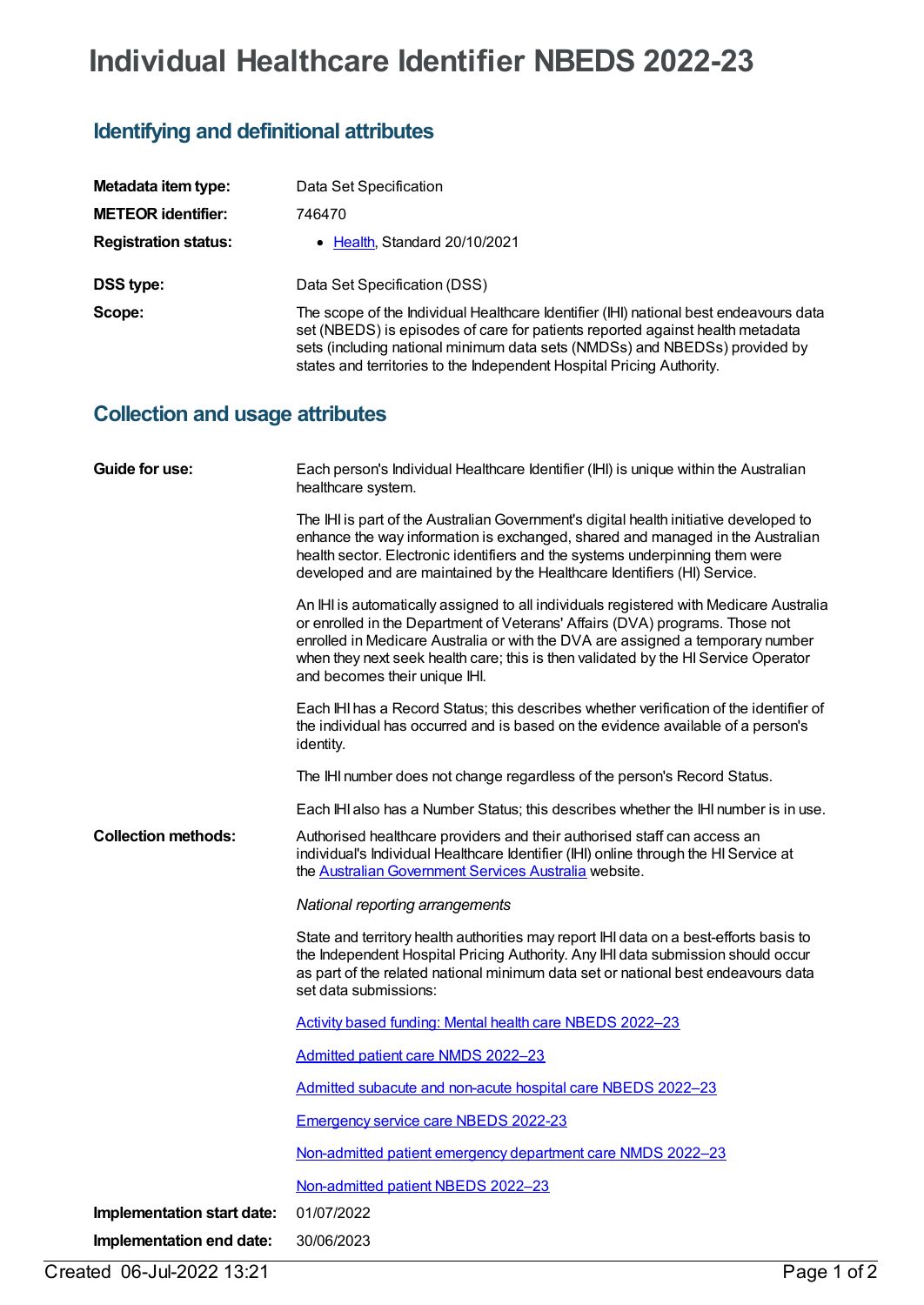# Individual Healthcare Identifier NBEDS 2022-23

## Identifying and definitional attributes

| | |
|---|---|
| **Metadata item type:** | Data Set Specification |
| **METEOR identifier:** | 746470 |
| **Registration status:** | • Health, Standard 20/10/2021 |
| **DSS type:** | Data Set Specification (DSS) |
| **Scope:** | The scope of the Individual Healthcare Identifier (IHI) national best endeavours data set (NBEDS) is episodes of care for patients reported against health metadata sets (including national minimum data sets (NMDSs) and NBEDSs) provided by states and territories to the Independent Hospital Pricing Authority. |

## Collection and usage attributes

**Guide for use:**

Each person's Individual Healthcare Identifier (IHI) is unique within the Australian healthcare system.

The IHI is part of the Australian Government's digital health initiative developed to enhance the way information is exchanged, shared and managed in the Australian health sector. Electronic identifiers and the systems underpinning them were developed and are maintained by the Healthcare Identifiers (HI) Service.

An IHI is automatically assigned to all individuals registered with Medicare Australia or enrolled in the Department of Veterans' Affairs (DVA) programs. Those not enrolled in Medicare Australia or with the DVA are assigned a temporary number when they next seek health care; this is then validated by the HI Service Operator and becomes their unique IHI.

Each IHI has a Record Status; this describes whether verification of the identifier of the individual has occurred and is based on the evidence available of a person's identity.

The IHI number does not change regardless of the person's Record Status.

Each IHI also has a Number Status; this describes whether the IHI number is in use.

**Collection methods:**

Authorised healthcare providers and their authorised staff can access an individual's Individual Healthcare Identifier (IHI) online through the HI Service at the Australian Government Services Australia website.

*National reporting arrangements*

State and territory health authorities may report IHI data on a best-efforts basis to the Independent Hospital Pricing Authority. Any IHI data submission should occur as part of the related national minimum data set or national best endeavours data set data submissions:

Activity based funding: Mental health care NBEDS 2022–23

Admitted patient care NMDS 2022–23

Admitted subacute and non-acute hospital care NBEDS 2022–23

Emergency service care NBEDS 2022-23

Non-admitted patient emergency department care NMDS 2022–23

Non-admitted patient NBEDS 2022–23

**Implementation start date:** 01/07/2022

**Implementation end date:** 30/06/2023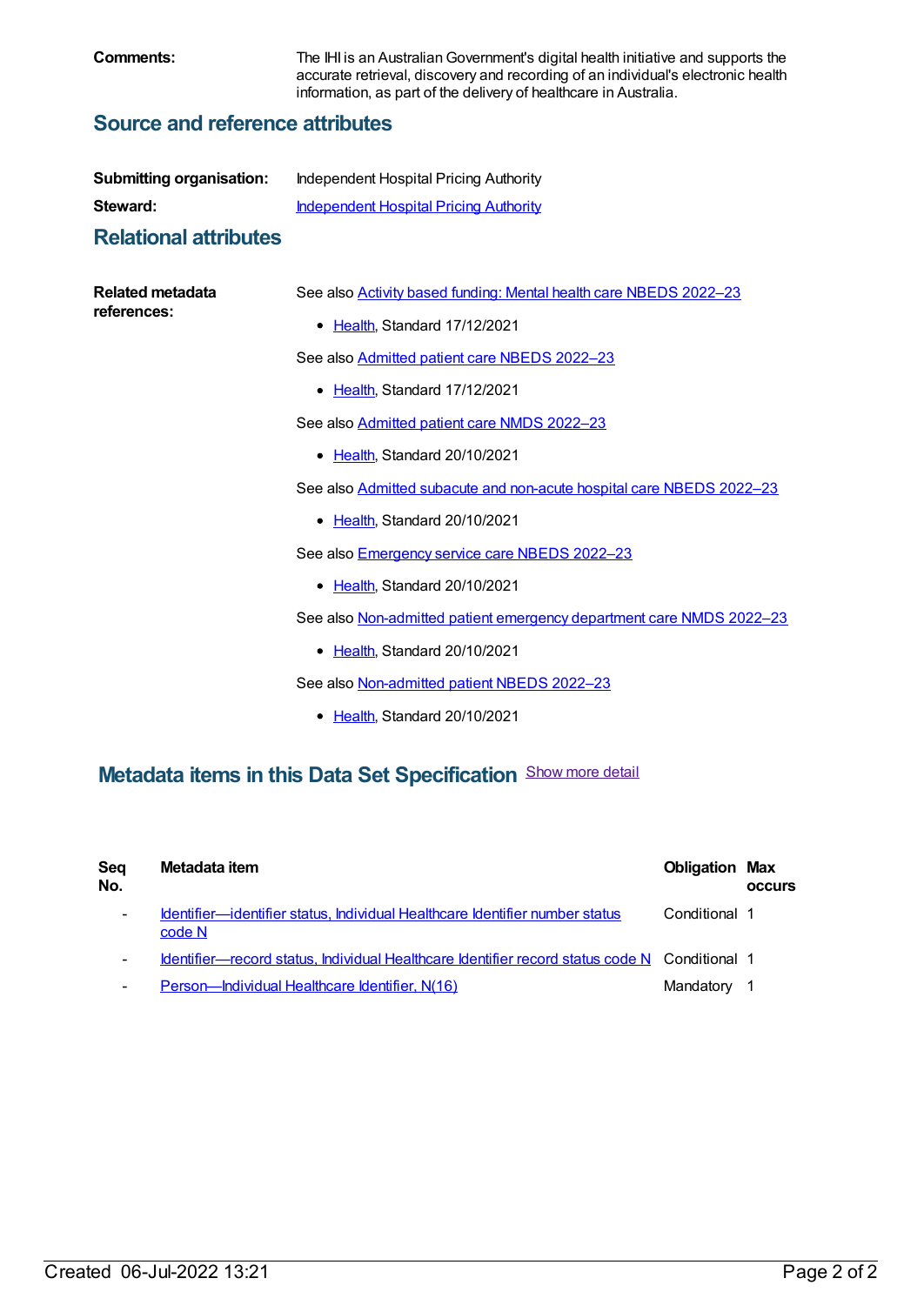**Comments:** The IHI is an Australian Government's digital health initiative and supports the accurate retrieval, discovery and recording of an individual's electronic health information, as part of the delivery of healthcare in Australia.

## Source and reference attributes

**Submitting organisation:** Independent Hospital Pricing Authority

**Steward:** Independent Hospital Pricing Authority

## Relational attributes

**Related metadata references:**

See also Activity based funding: Mental health care NBEDS 2022–23

- Health, Standard 17/12/2021

See also Admitted patient care NBEDS 2022–23

- Health, Standard 17/12/2021

See also Admitted patient care NMDS 2022–23

- Health, Standard 20/10/2021

See also Admitted subacute and non-acute hospital care NBEDS 2022–23

- Health, Standard 20/10/2021

See also Emergency service care NBEDS 2022–23

- Health, Standard 20/10/2021

See also Non-admitted patient emergency department care NMDS 2022–23

- Health, Standard 20/10/2021

See also Non-admitted patient NBEDS 2022–23

- Health, Standard 20/10/2021

## Metadata items in this Data Set Specification

Show more detail

| Seq No. | Metadata item | Obligation | Max occurs |
|---|---|---|---|
| - | Identifier—identifier status, Individual Healthcare Identifier number status code N | Conditional | 1 |
| - | Identifier—record status, Individual Healthcare Identifier record status code N | Conditional | 1 |
| - | Person—Individual Healthcare Identifier, N(16) | Mandatory | 1 |